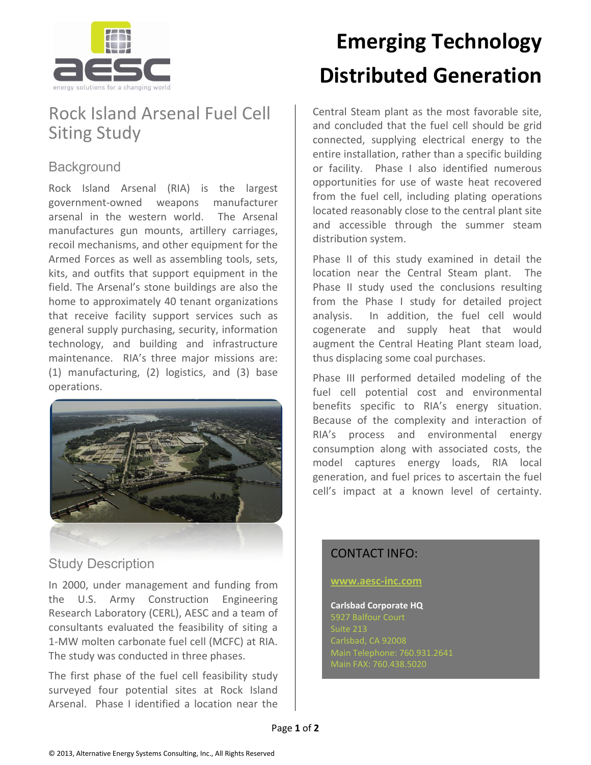# Emerging Technology
# Distributed Generation

## Rock Island Arsenal Fuel Cell Siting Study

### Background

Rock Island Arsenal (RIA) is the largest government-owned weapons manufacturer arsenal in the western world. The Arsenal manufactures gun mounts, artillery carriages, recoil mechanisms, and other equipment for the Armed Forces as well as assembling tools, sets, kits, and outfits that support equipment in the field. The Arsenal's stone buildings are also the home to approximately 40 tenant organizations that receive facility support services such as general supply purchasing, security, information technology, and building and infrastructure maintenance. RIA's three major missions are: (1) manufacturing, (2) logistics, and (3) base operations.

### Study Description

In 2000, under management and funding from the U.S. Army Construction Engineering Research Laboratory (CERL), AESC and a team of consultants evaluated the feasibility of siting a 1-MW molten carbonate fuel cell (MCFC) at RIA. The study was conducted in three phases.

The first phase of the fuel cell feasibility study surveyed four potential sites at Rock Island Arsenal. Phase I identified a location near the Central Steam plant as the most favorable site, and concluded that the fuel cell should be grid connected, supplying electrical energy to the entire installation, rather than a specific building or facility. Phase I also identified numerous opportunities for use of waste heat recovered from the fuel cell, including plating operations located reasonably close to the central plant site and accessible through the summer steam distribution system.

Phase II of this study examined in detail the location near the Central Steam plant. The Phase II study used the conclusions resulting from the Phase I study for detailed project analysis. In addition, the fuel cell would cogenerate and supply heat that would augment the Central Heating Plant steam load, thus displacing some coal purchases.

Phase III performed detailed modeling of the fuel cell potential cost and environmental benefits specific to RIA's energy situation. Because of the complexity and interaction of RIA's process and environmental energy consumption along with associated costs, the model captures energy loads, RIA local generation, and fuel prices to ascertain the fuel cell's impact at a known level of certainty.

### CONTACT INFO:

www.aesc-inc.com

**Carlsbad Corporate HQ**
5927 Balfour Court
Suite 213
Carlsbad, CA 92008
Main Telephone: 760.931.2641
Main FAX: 760.438.5020

© 2013, Alternative Energy Systems Consulting, Inc., All Rights Reserved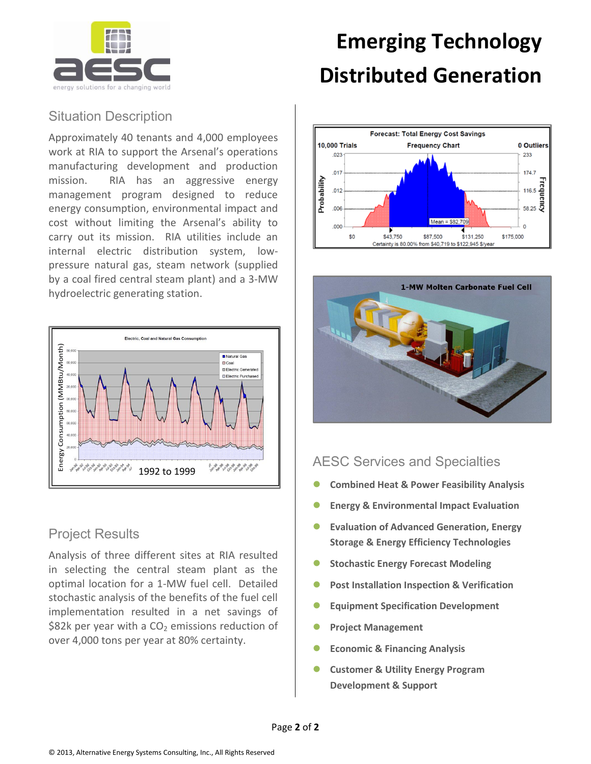# Emerging Technology Distributed Generation

## Situation Description

Approximately 40 tenants and 4,000 employees work at RIA to support the Arsenal's operations manufacturing development and production mission. RIA has an aggressive energy management program designed to reduce energy consumption, environmental impact and cost without limiting the Arsenal's ability to carry out its mission. RIA utilities include an internal electric distribution system, low-pressure natural gas, steam network (supplied by a coal fired central steam plant) and a 3-MW hydroelectric generating station.

Electric, Coal and Natural Gas Consumption

Energy Consumption (MMBtu/Month)

Natural Gas
Coal
Electric Generated
Electric Purchased

1992 to 1999

## Project Results

Analysis of three different sites at RIA resulted in selecting the central steam plant as the optimal location for a 1-MW fuel cell. Detailed stochastic analysis of the benefits of the fuel cell implementation resulted in a net savings of \$82k per year with a $CO_2$ emissions reduction of over 4,000 tons per year at 80% certainty.

Forecast: Total Energy Cost Savings

10,000 Trials
Frequency Chart
0 Outliers

Probability
.023
.017
.012
.006
.000

Frequency
233
174.7
116.5
58.25
0

Mean = \$82,709

\$0
\$43,750
\$87,500
\$131,250
\$175,000

Certainty is 80.00% from \$40,719 to \$122,945 \$/year

1-MW Molten Carbonate Fuel Cell

## AESC Services and Specialties

- **Combined Heat & Power Feasibility Analysis**
- **Energy & Environmental Impact Evaluation**
- **Evaluation of Advanced Generation, Energy Storage & Energy Efficiency Technologies**
- **Stochastic Energy Forecast Modeling**
- **Post Installation Inspection & Verification**
- **Equipment Specification Development**
- **Project Management**
- **Economic & Financing Analysis**
- **Customer & Utility Energy Program Development & Support**

© 2013, Alternative Energy Systems Consulting, Inc., All Rights Reserved